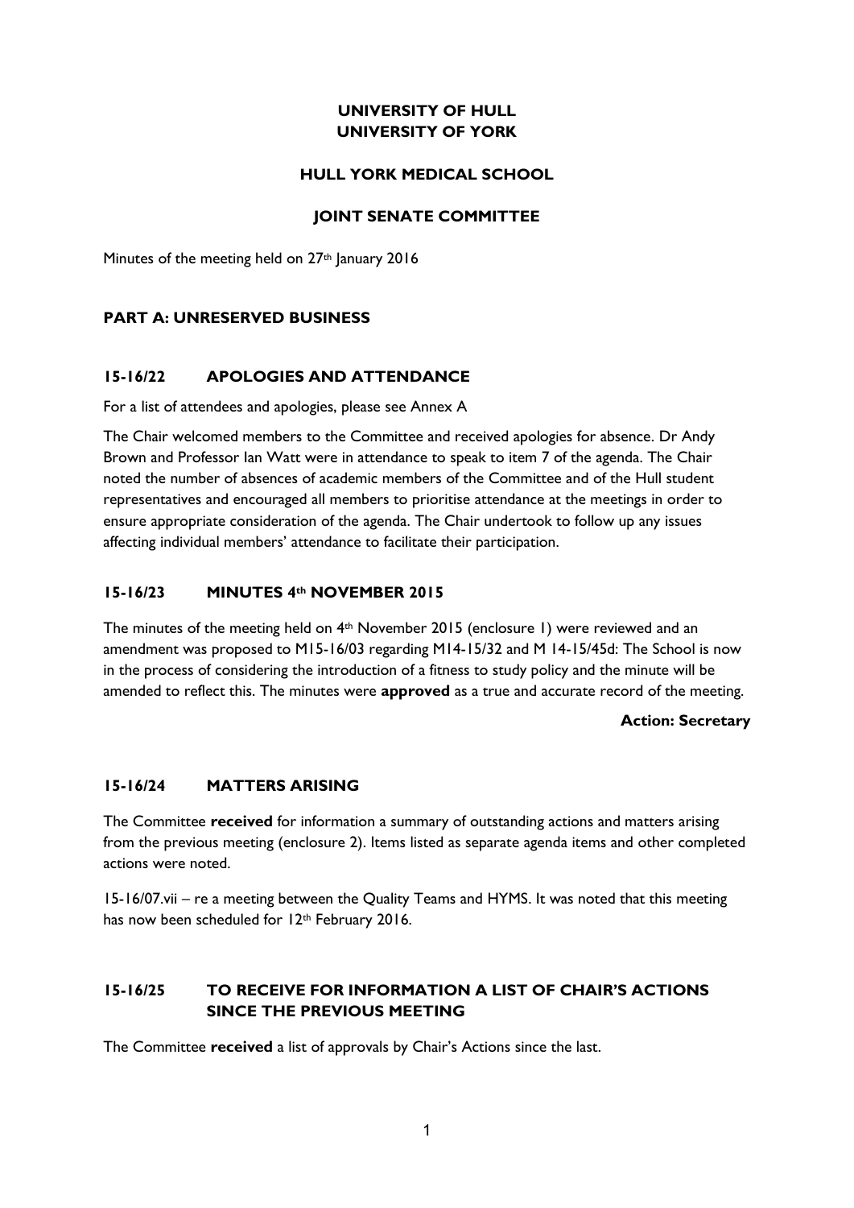**UNIVERSITY OF HULL**
**UNIVERSITY OF YORK**

**HULL YORK MEDICAL SCHOOL**

**JOINT SENATE COMMITTEE**

Minutes of the meeting held on 27th January 2016

## PART A: UNRESERVED BUSINESS

### 15-16/22 APOLOGIES AND ATTENDANCE

For a list of attendees and apologies, please see Annex A

The Chair welcomed members to the Committee and received apologies for absence. Dr Andy Brown and Professor Ian Watt were in attendance to speak to item 7 of the agenda. The Chair noted the number of absences of academic members of the Committee and of the Hull student representatives and encouraged all members to prioritise attendance at the meetings in order to ensure appropriate consideration of the agenda. The Chair undertook to follow up any issues affecting individual members' attendance to facilitate their participation.

### 15-16/23 MINUTES 4th NOVEMBER 2015

The minutes of the meeting held on 4th November 2015 (enclosure 1) were reviewed and an amendment was proposed to M15-16/03 regarding M14-15/32 and M 14-15/45d: The School is now in the process of considering the introduction of a fitness to study policy and the minute will be amended to reflect this. The minutes were **approved** as a true and accurate record of the meeting.

**Action: Secretary**

### 15-16/24 MATTERS ARISING

The Committee **received** for information a summary of outstanding actions and matters arising from the previous meeting (enclosure 2). Items listed as separate agenda items and other completed actions were noted.

15-16/07.vii – re a meeting between the Quality Teams and HYMS. It was noted that this meeting has now been scheduled for 12th February 2016.

### 15-16/25 TO RECEIVE FOR INFORMATION A LIST OF CHAIR'S ACTIONS SINCE THE PREVIOUS MEETING

The Committee **received** a list of approvals by Chair's Actions since the last.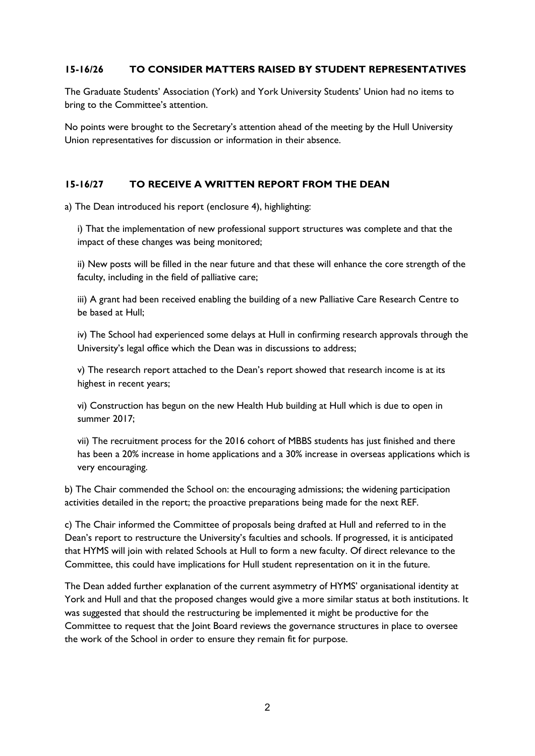### 15-16/26 TO CONSIDER MATTERS RAISED BY STUDENT REPRESENTATIVES

The Graduate Students' Association (York) and York University Students' Union had no items to bring to the Committee's attention.

No points were brought to the Secretary's attention ahead of the meeting by the Hull University Union representatives for discussion or information in their absence.

### 15-16/27 TO RECEIVE A WRITTEN REPORT FROM THE DEAN

a) The Dean introduced his report (enclosure 4), highlighting:

i) That the implementation of new professional support structures was complete and that the impact of these changes was being monitored;

ii) New posts will be filled in the near future and that these will enhance the core strength of the faculty, including in the field of palliative care;

iii) A grant had been received enabling the building of a new Palliative Care Research Centre to be based at Hull;

iv) The School had experienced some delays at Hull in confirming research approvals through the University's legal office which the Dean was in discussions to address;

v) The research report attached to the Dean's report showed that research income is at its highest in recent years;

vi) Construction has begun on the new Health Hub building at Hull which is due to open in summer 2017;

vii) The recruitment process for the 2016 cohort of MBBS students has just finished and there has been a 20% increase in home applications and a 30% increase in overseas applications which is very encouraging.

b) The Chair commended the School on: the encouraging admissions; the widening participation activities detailed in the report; the proactive preparations being made for the next REF.

c) The Chair informed the Committee of proposals being drafted at Hull and referred to in the Dean's report to restructure the University's faculties and schools. If progressed, it is anticipated that HYMS will join with related Schools at Hull to form a new faculty. Of direct relevance to the Committee, this could have implications for Hull student representation on it in the future.

The Dean added further explanation of the current asymmetry of HYMS' organisational identity at York and Hull and that the proposed changes would give a more similar status at both institutions. It was suggested that should the restructuring be implemented it might be productive for the Committee to request that the Joint Board reviews the governance structures in place to oversee the work of the School in order to ensure they remain fit for purpose.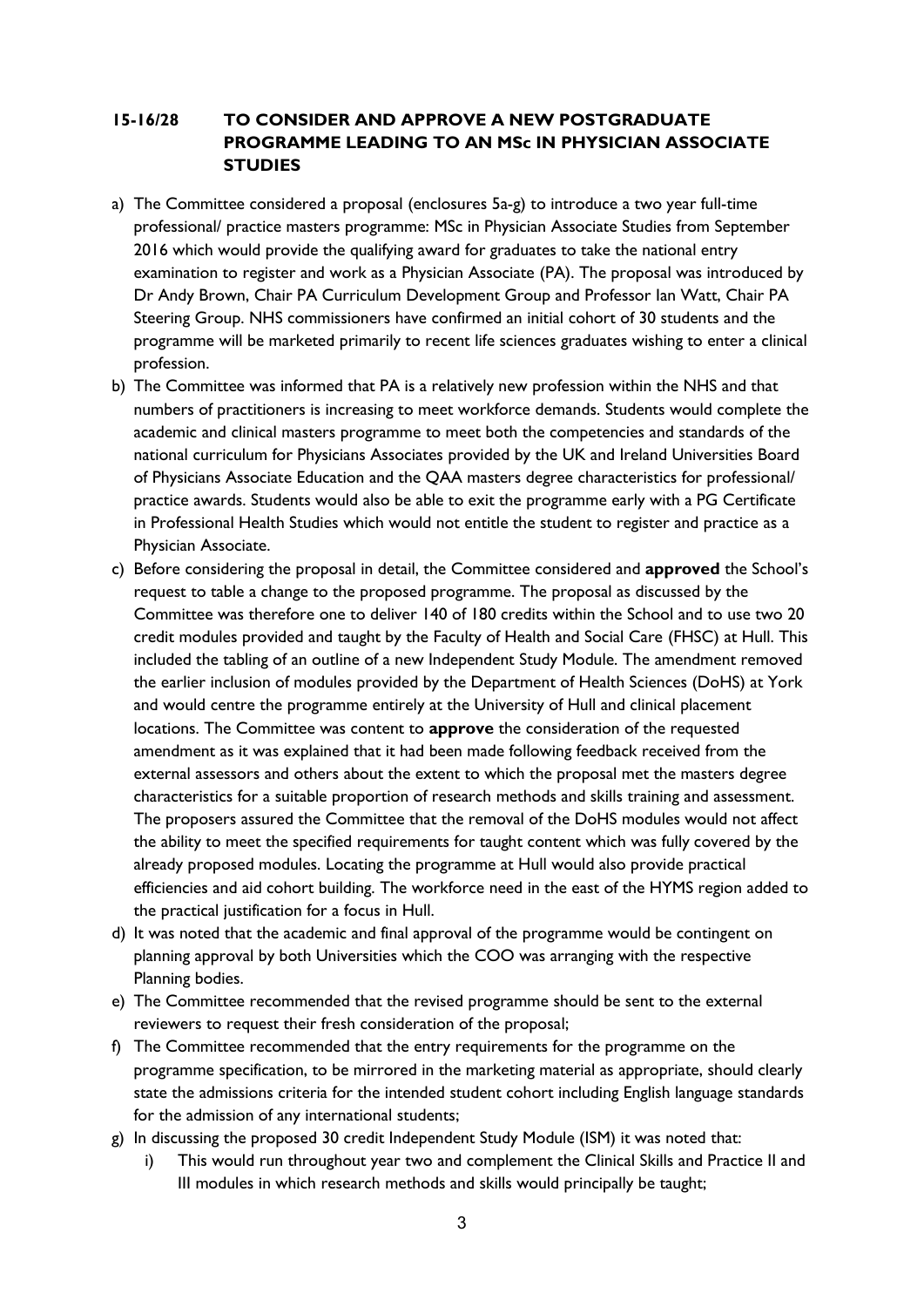### 15-16/28 TO CONSIDER AND APPROVE A NEW POSTGRADUATE PROGRAMME LEADING TO AN MSc IN PHYSICIAN ASSOCIATE STUDIES

a) The Committee considered a proposal (enclosures 5a-g) to introduce a two year full-time professional/ practice masters programme: MSc in Physician Associate Studies from September 2016 which would provide the qualifying award for graduates to take the national entry examination to register and work as a Physician Associate (PA). The proposal was introduced by Dr Andy Brown, Chair PA Curriculum Development Group and Professor Ian Watt, Chair PA Steering Group. NHS commissioners have confirmed an initial cohort of 30 students and the programme will be marketed primarily to recent life sciences graduates wishing to enter a clinical profession.

b) The Committee was informed that PA is a relatively new profession within the NHS and that numbers of practitioners is increasing to meet workforce demands. Students would complete the academic and clinical masters programme to meet both the competencies and standards of the national curriculum for Physicians Associates provided by the UK and Ireland Universities Board of Physicians Associate Education and the QAA masters degree characteristics for professional/ practice awards. Students would also be able to exit the programme early with a PG Certificate in Professional Health Studies which would not entitle the student to register and practice as a Physician Associate.

c) Before considering the proposal in detail, the Committee considered and **approved** the School's request to table a change to the proposed programme. The proposal as discussed by the Committee was therefore one to deliver 140 of 180 credits within the School and to use two 20 credit modules provided and taught by the Faculty of Health and Social Care (FHSC) at Hull. This included the tabling of an outline of a new Independent Study Module. The amendment removed the earlier inclusion of modules provided by the Department of Health Sciences (DoHS) at York and would centre the programme entirely at the University of Hull and clinical placement locations. The Committee was content to **approve** the consideration of the requested amendment as it was explained that it had been made following feedback received from the external assessors and others about the extent to which the proposal met the masters degree characteristics for a suitable proportion of research methods and skills training and assessment. The proposers assured the Committee that the removal of the DoHS modules would not affect the ability to meet the specified requirements for taught content which was fully covered by the already proposed modules. Locating the programme at Hull would also provide practical efficiencies and aid cohort building. The workforce need in the east of the HYMS region added to the practical justification for a focus in Hull.

d) It was noted that the academic and final approval of the programme would be contingent on planning approval by both Universities which the COO was arranging with the respective Planning bodies.

e) The Committee recommended that the revised programme should be sent to the external reviewers to request their fresh consideration of the proposal;

f) The Committee recommended that the entry requirements for the programme on the programme specification, to be mirrored in the marketing material as appropriate, should clearly state the admissions criteria for the intended student cohort including English language standards for the admission of any international students;

g) In discussing the proposed 30 credit Independent Study Module (ISM) it was noted that:
   i) This would run throughout year two and complement the Clinical Skills and Practice II and III modules in which research methods and skills would principally be taught;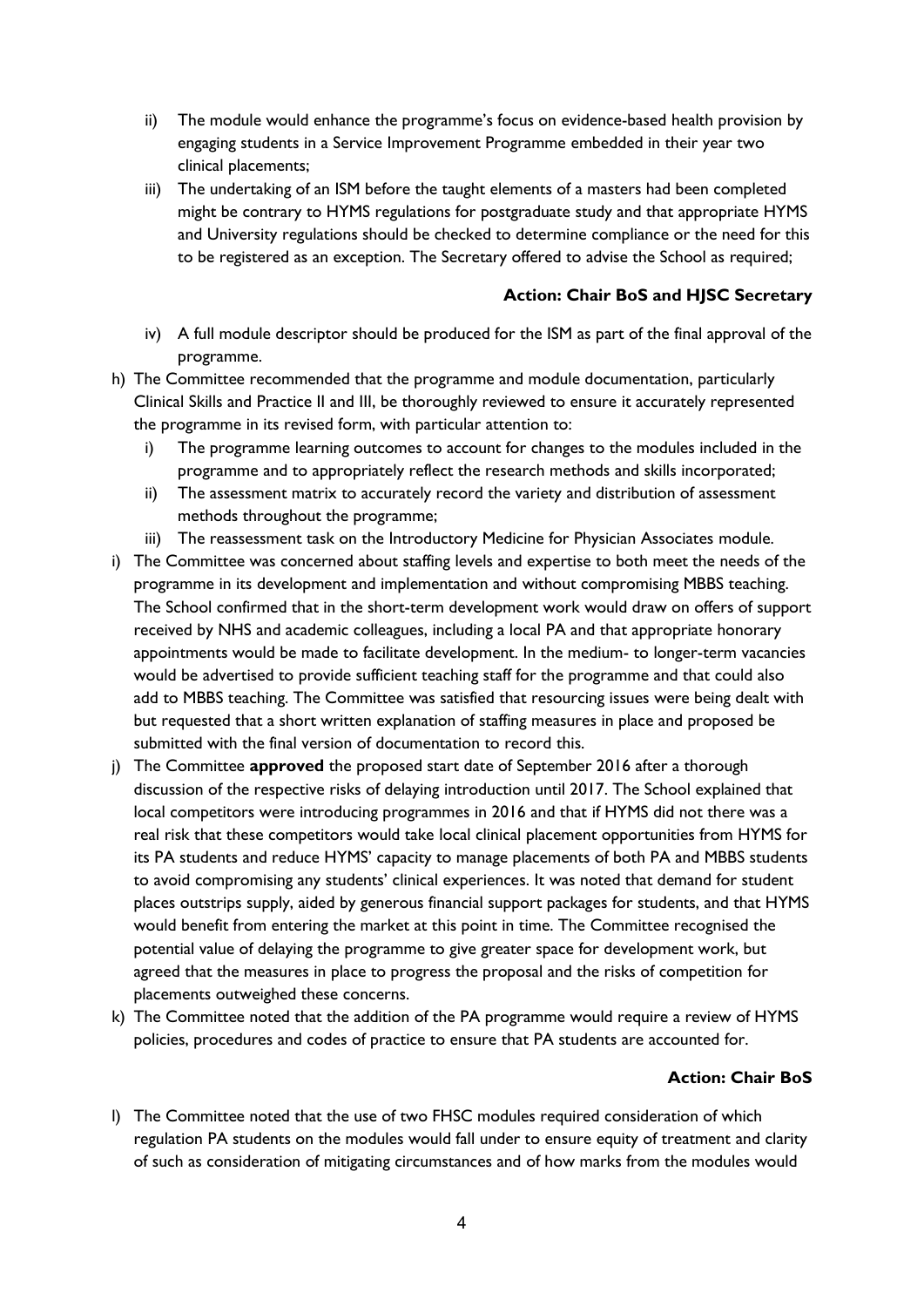ii) The module would enhance the programme's focus on evidence-based health provision by engaging students in a Service Improvement Programme embedded in their year two clinical placements;
   iii) The undertaking of an ISM before the taught elements of a masters had been completed might be contrary to HYMS regulations for postgraduate study and that appropriate HYMS and University regulations should be checked to determine compliance or the need for this to be registered as an exception. The Secretary offered to advise the School as required;

**Action: Chair BoS and HJSC Secretary**

   iv) A full module descriptor should be produced for the ISM as part of the final approval of the programme.

h) The Committee recommended that the programme and module documentation, particularly Clinical Skills and Practice II and III, be thoroughly reviewed to ensure it accurately represented the programme in its revised form, with particular attention to:
   i) The programme learning outcomes to account for changes to the modules included in the programme and to appropriately reflect the research methods and skills incorporated;
   ii) The assessment matrix to accurately record the variety and distribution of assessment methods throughout the programme;
   iii) The reassessment task on the Introductory Medicine for Physician Associates module.

i) The Committee was concerned about staffing levels and expertise to both meet the needs of the programme in its development and implementation and without compromising MBBS teaching. The School confirmed that in the short-term development work would draw on offers of support received by NHS and academic colleagues, including a local PA and that appropriate honorary appointments would be made to facilitate development. In the medium- to longer-term vacancies would be advertised to provide sufficient teaching staff for the programme and that could also add to MBBS teaching. The Committee was satisfied that resourcing issues were being dealt with but requested that a short written explanation of staffing measures in place and proposed be submitted with the final version of documentation to record this.

j) The Committee **approved** the proposed start date of September 2016 after a thorough discussion of the respective risks of delaying introduction until 2017. The School explained that local competitors were introducing programmes in 2016 and that if HYMS did not there was a real risk that these competitors would take local clinical placement opportunities from HYMS for its PA students and reduce HYMS' capacity to manage placements of both PA and MBBS students to avoid compromising any students' clinical experiences. It was noted that demand for student places outstrips supply, aided by generous financial support packages for students, and that HYMS would benefit from entering the market at this point in time. The Committee recognised the potential value of delaying the programme to give greater space for development work, but agreed that the measures in place to progress the proposal and the risks of competition for placements outweighed these concerns.

k) The Committee noted that the addition of the PA programme would require a review of HYMS policies, procedures and codes of practice to ensure that PA students are accounted for.

**Action: Chair BoS**

l) The Committee noted that the use of two FHSC modules required consideration of which regulation PA students on the modules would fall under to ensure equity of treatment and clarity of such as consideration of mitigating circumstances and of how marks from the modules would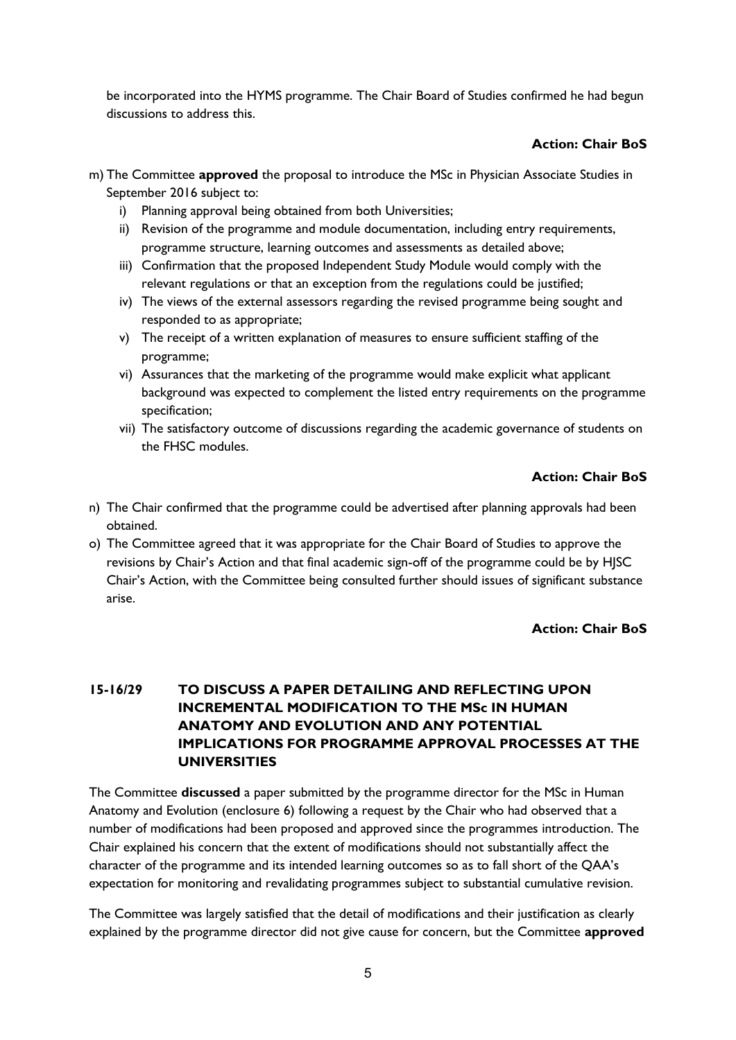be incorporated into the HYMS programme. The Chair Board of Studies confirmed he had begun discussions to address this.

**Action: Chair BoS**

m) The Committee **approved** the proposal to introduce the MSc in Physician Associate Studies in September 2016 subject to:
   i) Planning approval being obtained from both Universities;
   ii) Revision of the programme and module documentation, including entry requirements, programme structure, learning outcomes and assessments as detailed above;
   iii) Confirmation that the proposed Independent Study Module would comply with the relevant regulations or that an exception from the regulations could be justified;
   iv) The views of the external assessors regarding the revised programme being sought and responded to as appropriate;
   v) The receipt of a written explanation of measures to ensure sufficient staffing of the programme;
   vi) Assurances that the marketing of the programme would make explicit what applicant background was expected to complement the listed entry requirements on the programme specification;
   vii) The satisfactory outcome of discussions regarding the academic governance of students on the FHSC modules.

**Action: Chair BoS**

n) The Chair confirmed that the programme could be advertised after planning approvals had been obtained.
o) The Committee agreed that it was appropriate for the Chair Board of Studies to approve the revisions by Chair's Action and that final academic sign-off of the programme could be by HJSC Chair's Action, with the Committee being consulted further should issues of significant substance arise.

**Action: Chair BoS**

## 15-16/29 TO DISCUSS A PAPER DETAILING AND REFLECTING UPON INCREMENTAL MODIFICATION TO THE MSc IN HUMAN ANATOMY AND EVOLUTION AND ANY POTENTIAL IMPLICATIONS FOR PROGRAMME APPROVAL PROCESSES AT THE UNIVERSITIES

The Committee **discussed** a paper submitted by the programme director for the MSc in Human Anatomy and Evolution (enclosure 6) following a request by the Chair who had observed that a number of modifications had been proposed and approved since the programmes introduction. The Chair explained his concern that the extent of modifications should not substantially affect the character of the programme and its intended learning outcomes so as to fall short of the QAA's expectation for monitoring and revalidating programmes subject to substantial cumulative revision.

The Committee was largely satisfied that the detail of modifications and their justification as clearly explained by the programme director did not give cause for concern, but the Committee **approved**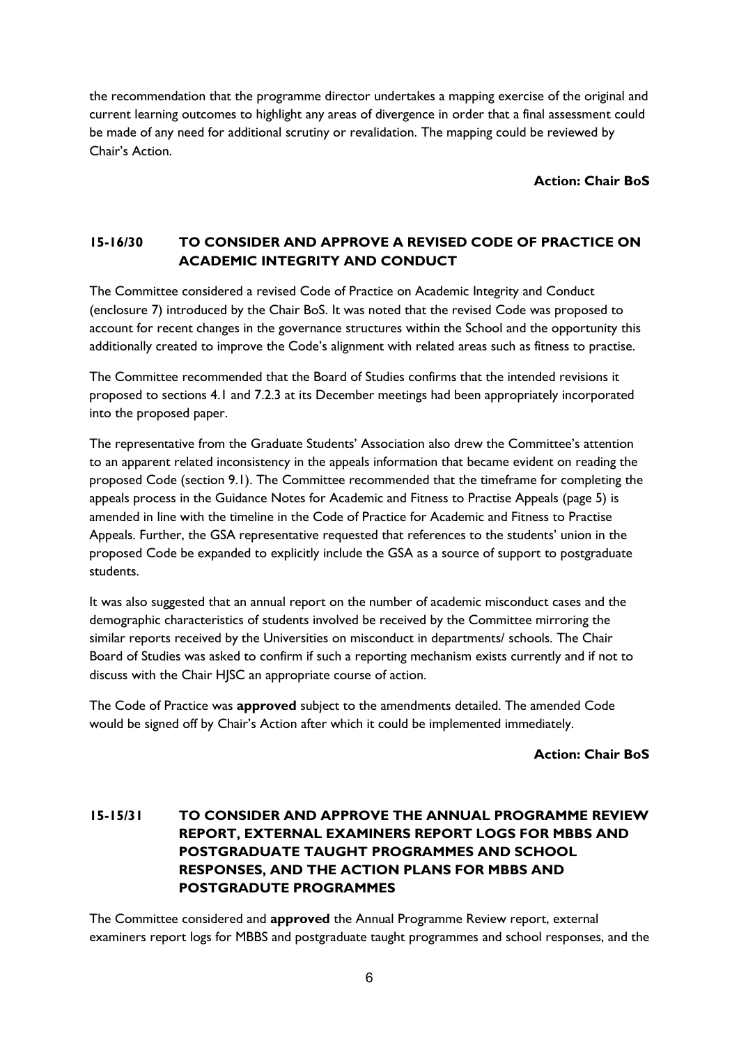the recommendation that the programme director undertakes a mapping exercise of the original and current learning outcomes to highlight any areas of divergence in order that a final assessment could be made of any need for additional scrutiny or revalidation. The mapping could be reviewed by Chair's Action.

**Action: Chair BoS**

## 15-16/30 TO CONSIDER AND APPROVE A REVISED CODE OF PRACTICE ON ACADEMIC INTEGRITY AND CONDUCT

The Committee considered a revised Code of Practice on Academic Integrity and Conduct (enclosure 7) introduced by the Chair BoS. It was noted that the revised Code was proposed to account for recent changes in the governance structures within the School and the opportunity this additionally created to improve the Code's alignment with related areas such as fitness to practise.

The Committee recommended that the Board of Studies confirms that the intended revisions it proposed to sections 4.1 and 7.2.3 at its December meetings had been appropriately incorporated into the proposed paper.

The representative from the Graduate Students' Association also drew the Committee's attention to an apparent related inconsistency in the appeals information that became evident on reading the proposed Code (section 9.1). The Committee recommended that the timeframe for completing the appeals process in the Guidance Notes for Academic and Fitness to Practise Appeals (page 5) is amended in line with the timeline in the Code of Practice for Academic and Fitness to Practise Appeals. Further, the GSA representative requested that references to the students' union in the proposed Code be expanded to explicitly include the GSA as a source of support to postgraduate students.

It was also suggested that an annual report on the number of academic misconduct cases and the demographic characteristics of students involved be received by the Committee mirroring the similar reports received by the Universities on misconduct in departments/ schools. The Chair Board of Studies was asked to confirm if such a reporting mechanism exists currently and if not to discuss with the Chair HJSC an appropriate course of action.

The Code of Practice was **approved** subject to the amendments detailed. The amended Code would be signed off by Chair's Action after which it could be implemented immediately.

**Action: Chair BoS**

## 15-15/31 TO CONSIDER AND APPROVE THE ANNUAL PROGRAMME REVIEW REPORT, EXTERNAL EXAMINERS REPORT LOGS FOR MBBS AND POSTGRADUATE TAUGHT PROGRAMMES AND SCHOOL RESPONSES, AND THE ACTION PLANS FOR MBBS AND POSTGRADUTE PROGRAMMES

The Committee considered and **approved** the Annual Programme Review report, external examiners report logs for MBBS and postgraduate taught programmes and school responses, and the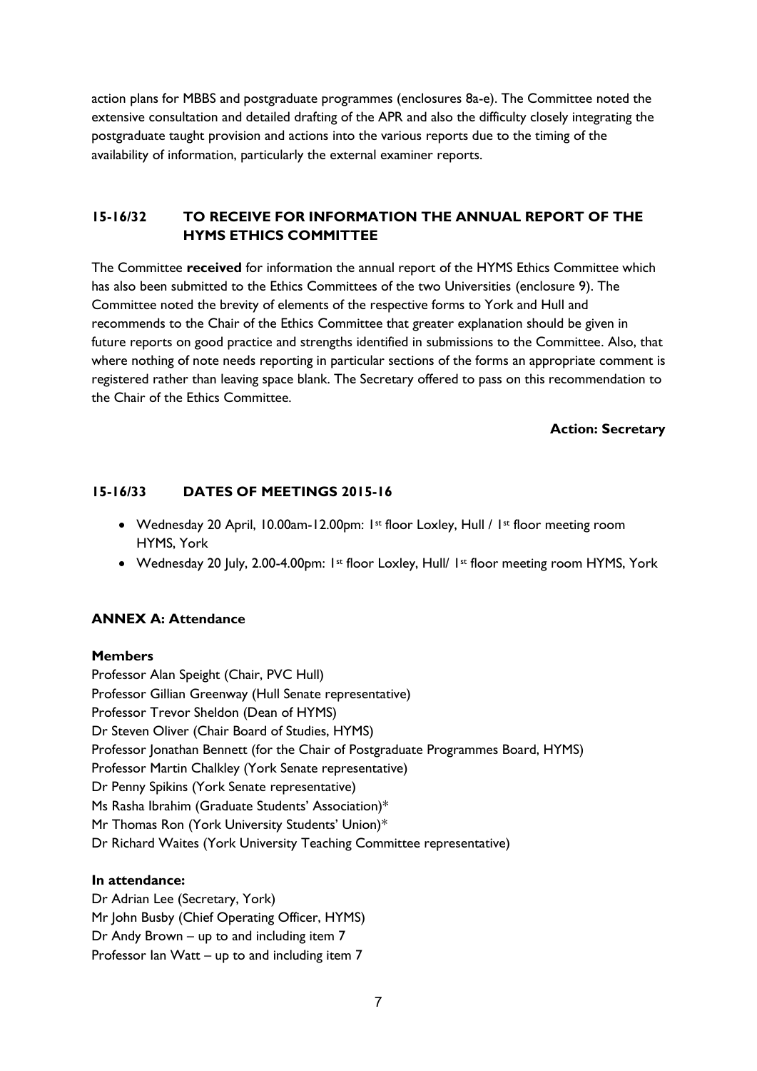action plans for MBBS and postgraduate programmes (enclosures 8a-e). The Committee noted the extensive consultation and detailed drafting of the APR and also the difficulty closely integrating the postgraduate taught provision and actions into the various reports due to the timing of the availability of information, particularly the external examiner reports.

### 15-16/32 TO RECEIVE FOR INFORMATION THE ANNUAL REPORT OF THE HYMS ETHICS COMMITTEE

The Committee **received** for information the annual report of the HYMS Ethics Committee which has also been submitted to the Ethics Committees of the two Universities (enclosure 9). The Committee noted the brevity of elements of the respective forms to York and Hull and recommends to the Chair of the Ethics Committee that greater explanation should be given in future reports on good practice and strengths identified in submissions to the Committee. Also, that where nothing of note needs reporting in particular sections of the forms an appropriate comment is registered rather than leaving space blank. The Secretary offered to pass on this recommendation to the Chair of the Ethics Committee.

**Action: Secretary**

### 15-16/33 DATES OF MEETINGS 2015-16

- Wednesday 20 April, 10.00am-12.00pm: 1st floor Loxley, Hull / 1st floor meeting room HYMS, York
- Wednesday 20 July, 2.00-4.00pm: 1st floor Loxley, Hull/ 1st floor meeting room HYMS, York

### ANNEX A: Attendance

**Members**

Professor Alan Speight (Chair, PVC Hull)
Professor Gillian Greenway (Hull Senate representative)
Professor Trevor Sheldon (Dean of HYMS)
Dr Steven Oliver (Chair Board of Studies, HYMS)
Professor Jonathan Bennett (for the Chair of Postgraduate Programmes Board, HYMS)
Professor Martin Chalkley (York Senate representative)
Dr Penny Spikins (York Senate representative)
Ms Rasha Ibrahim (Graduate Students' Association)*
Mr Thomas Ron (York University Students' Union)*
Dr Richard Waites (York University Teaching Committee representative)

**In attendance:**

Dr Adrian Lee (Secretary, York)
Mr John Busby (Chief Operating Officer, HYMS)
Dr Andy Brown – up to and including item 7
Professor Ian Watt – up to and including item 7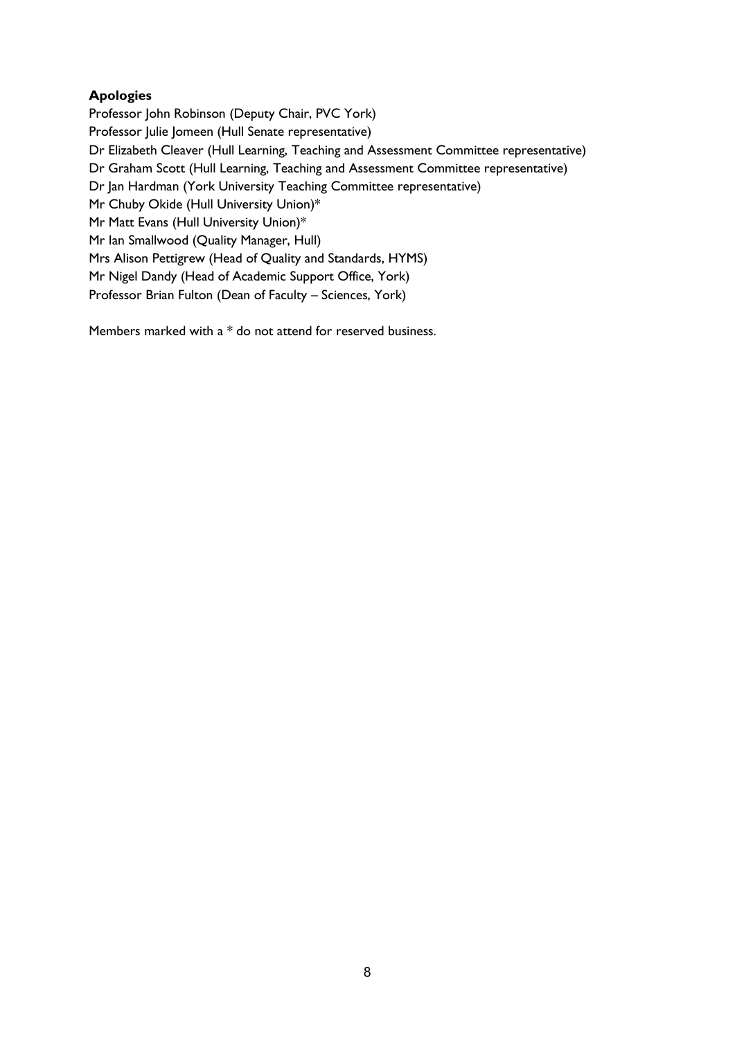**Apologies**

Professor John Robinson (Deputy Chair, PVC York)
Professor Julie Jomeen (Hull Senate representative)
Dr Elizabeth Cleaver (Hull Learning, Teaching and Assessment Committee representative)
Dr Graham Scott (Hull Learning, Teaching and Assessment Committee representative)
Dr Jan Hardman (York University Teaching Committee representative)
Mr Chuby Okide (Hull University Union)*
Mr Matt Evans (Hull University Union)*
Mr Ian Smallwood (Quality Manager, Hull)
Mrs Alison Pettigrew (Head of Quality and Standards, HYMS)
Mr Nigel Dandy (Head of Academic Support Office, York)
Professor Brian Fulton (Dean of Faculty – Sciences, York)

Members marked with a * do not attend for reserved business.